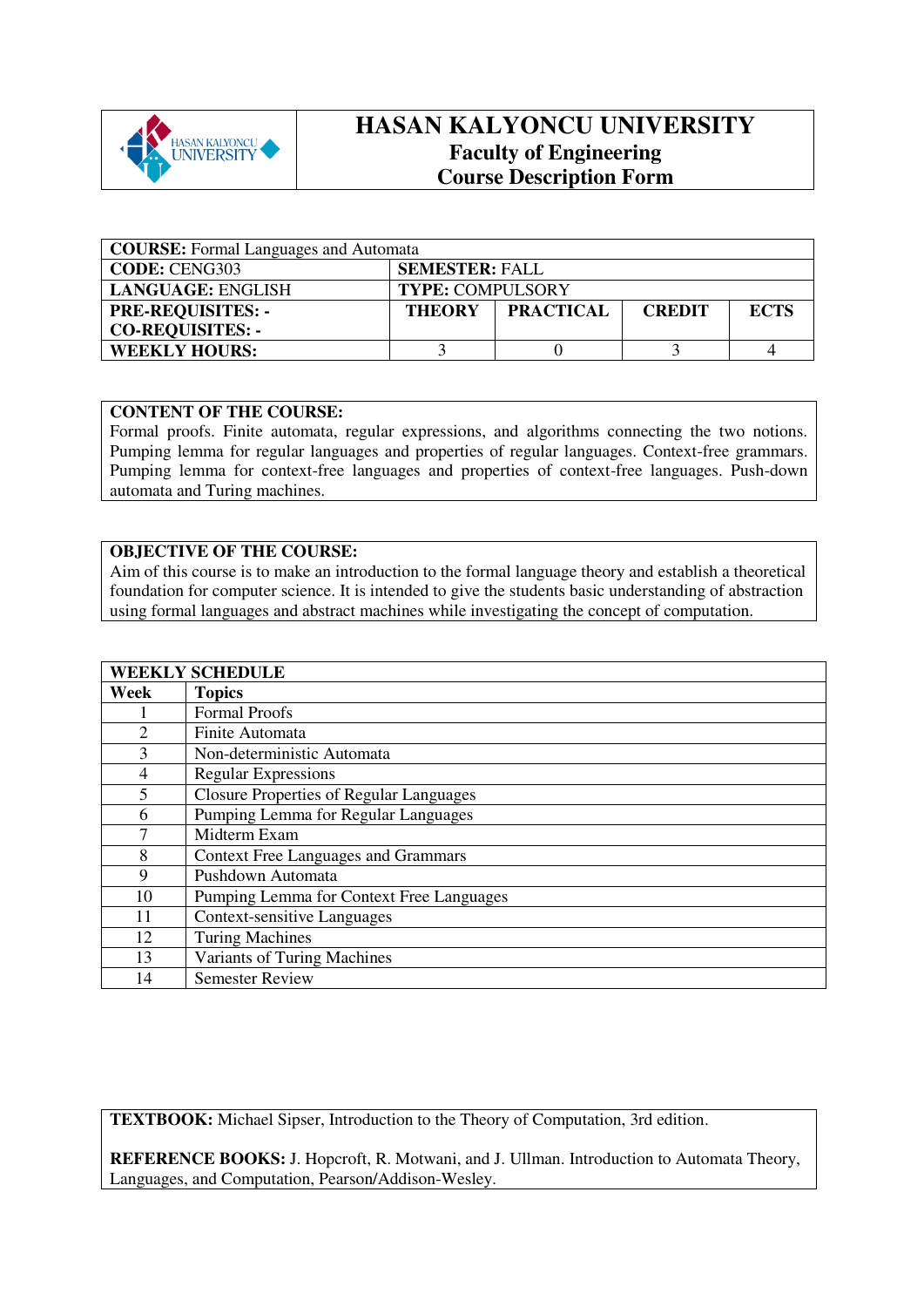# HASAN KALYONCU UNIVERSITY
## Faculty of Engineering
## Course Description Form

| **COURSE:** Formal Languages and Automata | | | | |
|---|---|---|---|---|
| **CODE:** CENG303 | **SEMESTER:** FALL | | | |
| **LANGUAGE:** ENGLISH | **TYPE:** COMPULSORY | | | |
| **PRE-REQUISITES: -**<br>**CO-REQUISITES: -** | **THEORY** | **PRACTICAL** | **CREDIT** | **ECTS** |
| **WEEKLY HOURS:** | 3 | 0 | 3 | 4 |

**CONTENT OF THE COURSE:**
Formal proofs. Finite automata, regular expressions, and algorithms connecting the two notions. Pumping lemma for regular languages and properties of regular languages. Context-free grammars. Pumping lemma for context-free languages and properties of context-free languages. Push-down automata and Turing machines.

**OBJECTIVE OF THE COURSE:**
Aim of this course is to make an introduction to the formal language theory and establish a theoretical foundation for computer science. It is intended to give the students basic understanding of abstraction using formal languages and abstract machines while investigating the concept of computation.

**WEEKLY SCHEDULE**

| Week | Topics |
|---|---|
| 1 | Formal Proofs |
| 2 | Finite Automata |
| 3 | Non-deterministic Automata |
| 4 | Regular Expressions |
| 5 | Closure Properties of Regular Languages |
| 6 | Pumping Lemma for Regular Languages |
| 7 | Midterm Exam |
| 8 | Context Free Languages and Grammars |
| 9 | Pushdown Automata |
| 10 | Pumping Lemma for Context Free Languages |
| 11 | Context-sensitive Languages |
| 12 | Turing Machines |
| 13 | Variants of Turing Machines |
| 14 | Semester Review |

**TEXTBOOK:** Michael Sipser, Introduction to the Theory of Computation, 3rd edition.

**REFERENCE BOOKS:** J. Hopcroft, R. Motwani, and J. Ullman. Introduction to Automata Theory, Languages, and Computation, Pearson/Addison-Wesley.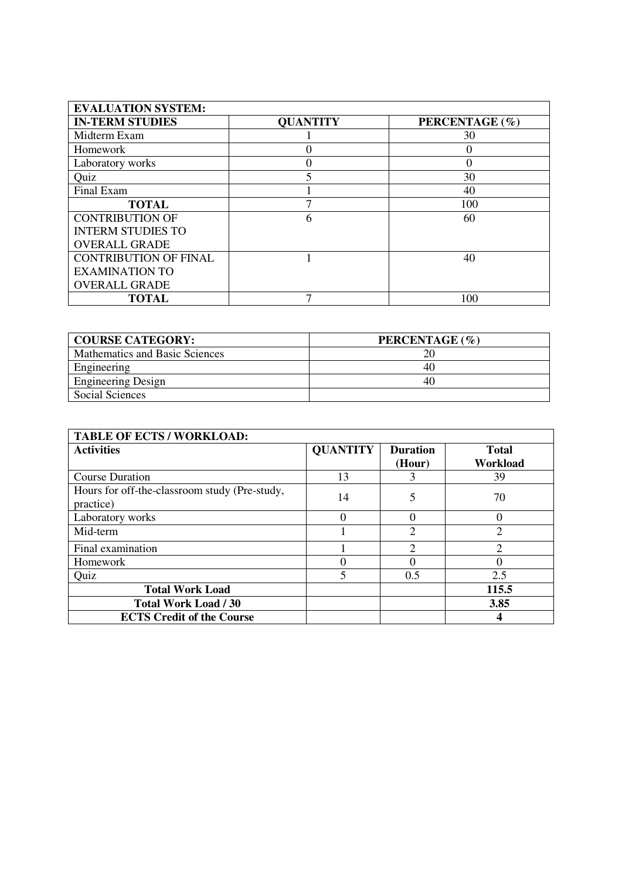| EVALUATION SYSTEM: | | |
|---|---|---|
| **IN-TERM STUDIES** | **QUANTITY** | **PERCENTAGE (%)** |
| Midterm Exam | 1 | 30 |
| Homework | 0 | 0 |
| Laboratory works | 0 | 0 |
| Quiz | 5 | 30 |
| Final Exam | 1 | 40 |
| **TOTAL** | 7 | 100 |
| CONTRIBUTION OF INTERM STUDIES TO OVERALL GRADE | 6 | 60 |
| CONTRIBUTION OF FINAL EXAMINATION TO OVERALL GRADE | 1 | 40 |
| **TOTAL** | 7 | 100 |

| COURSE CATEGORY: | PERCENTAGE (%) |
|---|---|
| Mathematics and Basic Sciences | 20 |
| Engineering | 40 |
| Engineering Design | 40 |
| Social Sciences | |

| TABLE OF ECTS / WORKLOAD: | | | |
|---|---|---|---|
| **Activities** | **QUANTITY** | **Duration (Hour)** | **Total Workload** |
| Course Duration | 13 | 3 | 39 |
| Hours for off-the-classroom study (Pre-study, practice) | 14 | 5 | 70 |
| Laboratory works | 0 | 0 | 0 |
| Mid-term | 1 | 2 | 2 |
| Final examination | 1 | 2 | 2 |
| Homework | 0 | 0 | 0 |
| Quiz | 5 | 0.5 | 2.5 |
| **Total Work Load** | | | **115.5** |
| **Total Work Load / 30** | | | **3.85** |
| **ECTS Credit of the Course** | | | **4** |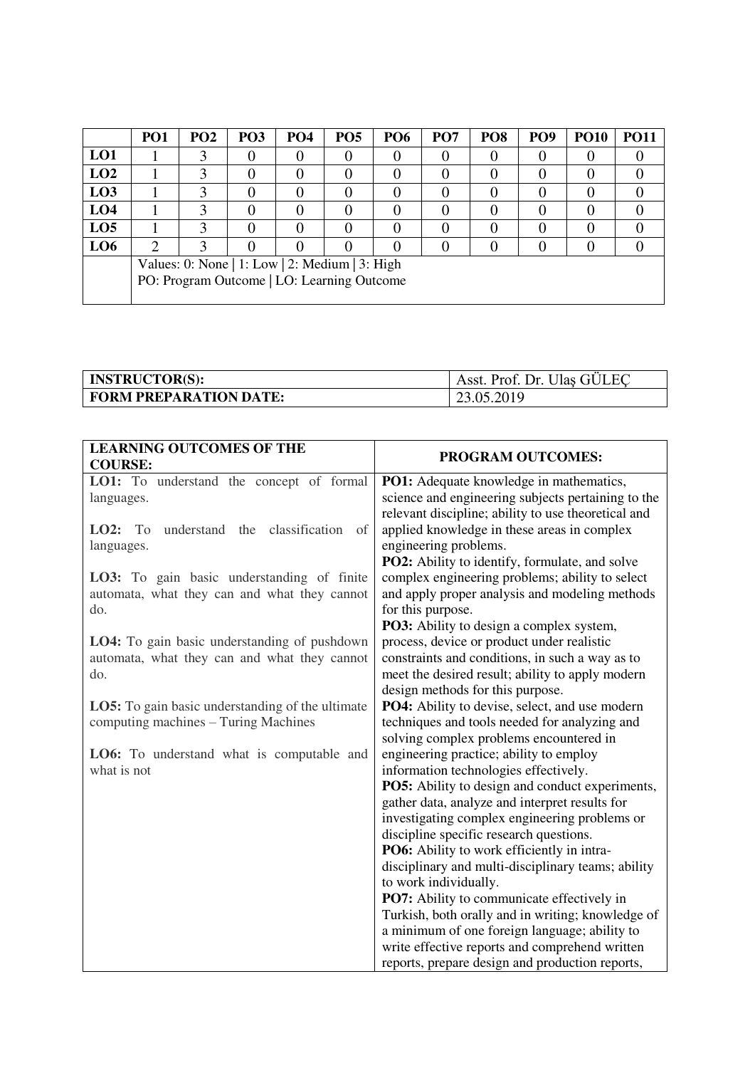| | PO1 | PO2 | PO3 | PO4 | PO5 | PO6 | PO7 | PO8 | PO9 | PO10 | PO11 |
|---|---|---|---|---|---|---|---|---|---|---|---|
| **LO1** | 1 | 3 | 0 | 0 | 0 | 0 | 0 | 0 | 0 | 0 | 0 |
| **LO2** | 1 | 3 | 0 | 0 | 0 | 0 | 0 | 0 | 0 | 0 | 0 |
| **LO3** | 1 | 3 | 0 | 0 | 0 | 0 | 0 | 0 | 0 | 0 | 0 |
| **LO4** | 1 | 3 | 0 | 0 | 0 | 0 | 0 | 0 | 0 | 0 | 0 |
| **LO5** | 1 | 3 | 0 | 0 | 0 | 0 | 0 | 0 | 0 | 0 | 0 |
| **LO6** | 2 | 3 | 0 | 0 | 0 | 0 | 0 | 0 | 0 | 0 | 0 |
| | Values: 0: None \| 1: Low \| 2: Medium \| 3: High<br>PO: Program Outcome \| LO: Learning Outcome | | | | | | | | | | |

| **INSTRUCTOR(S):** | Asst. Prof. Dr. Ulaş GÜLEÇ |
|---|---|
| **FORM PREPARATION DATE:** | 23.05.2019 |

| **LEARNING OUTCOMES OF THE COURSE:** | **PROGRAM OUTCOMES:** |
|---|---|
| **LO1:** To understand the concept of formal languages.<br><br>**LO2:** To understand the classification of languages.<br><br>**LO3:** To gain basic understanding of finite automata, what they can and what they cannot do.<br><br>**LO4:** To gain basic understanding of pushdown automata, what they can and what they cannot do.<br><br>**LO5:** To gain basic understanding of the ultimate computing machines – Turing Machines<br><br>**LO6:** To understand what is computable and what is not | **PO1:** Adequate knowledge in mathematics, science and engineering subjects pertaining to the relevant discipline; ability to use theoretical and applied knowledge in these areas in complex engineering problems.<br>**PO2:** Ability to identify, formulate, and solve complex engineering problems; ability to select and apply proper analysis and modeling methods for this purpose.<br>**PO3:** Ability to design a complex system, process, device or product under realistic constraints and conditions, in such a way as to meet the desired result; ability to apply modern design methods for this purpose.<br>**PO4:** Ability to devise, select, and use modern techniques and tools needed for analyzing and solving complex problems encountered in engineering practice; ability to employ information technologies effectively.<br>**PO5:** Ability to design and conduct experiments, gather data, analyze and interpret results for investigating complex engineering problems or discipline specific research questions.<br>**PO6:** Ability to work efficiently in intra-disciplinary and multi-disciplinary teams; ability to work individually.<br>**PO7:** Ability to communicate effectively in Turkish, both orally and in writing; knowledge of a minimum of one foreign language; ability to write effective reports and comprehend written reports, prepare design and production reports, |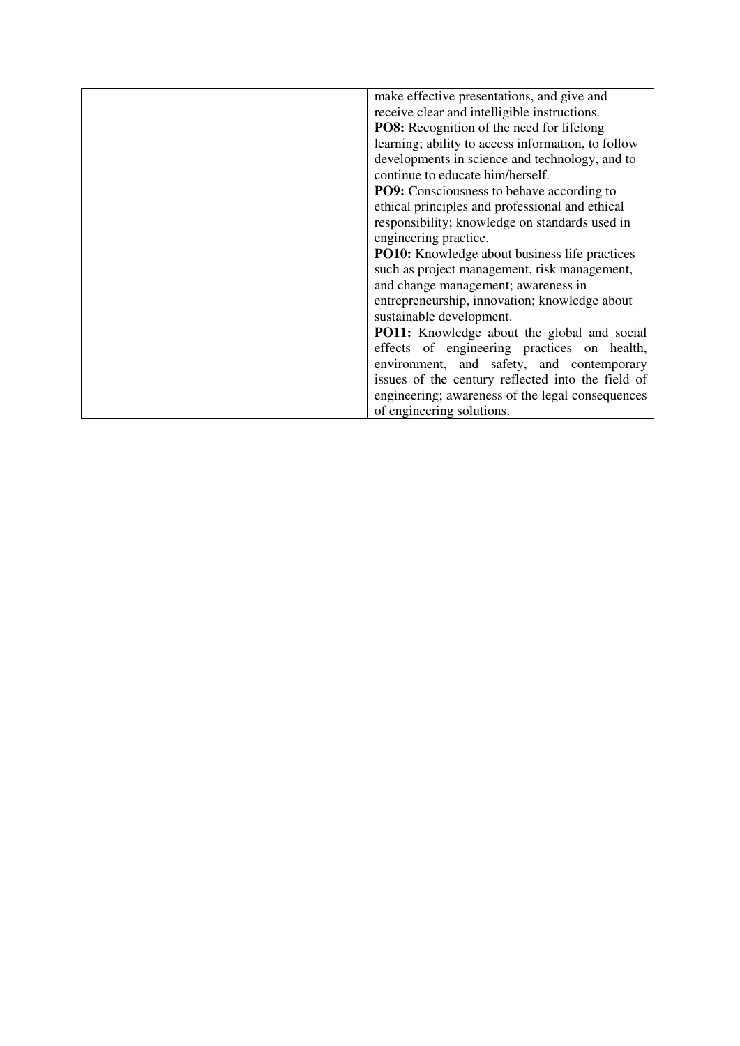| | |
|---|---|
| | make effective presentations, and give and receive clear and intelligible instructions.<br>**PO8:** Recognition of the need for lifelong learning; ability to access information, to follow developments in science and technology, and to continue to educate him/herself.<br>**PO9:** Consciousness to behave according to ethical principles and professional and ethical responsibility; knowledge on standards used in engineering practice.<br>**PO10:** Knowledge about business life practices such as project management, risk management, and change management; awareness in entrepreneurship, innovation; knowledge about sustainable development.<br>**PO11:** Knowledge about the global and social effects of engineering practices on health, environment, and safety, and contemporary issues of the century reflected into the field of engineering; awareness of the legal consequences of engineering solutions. |